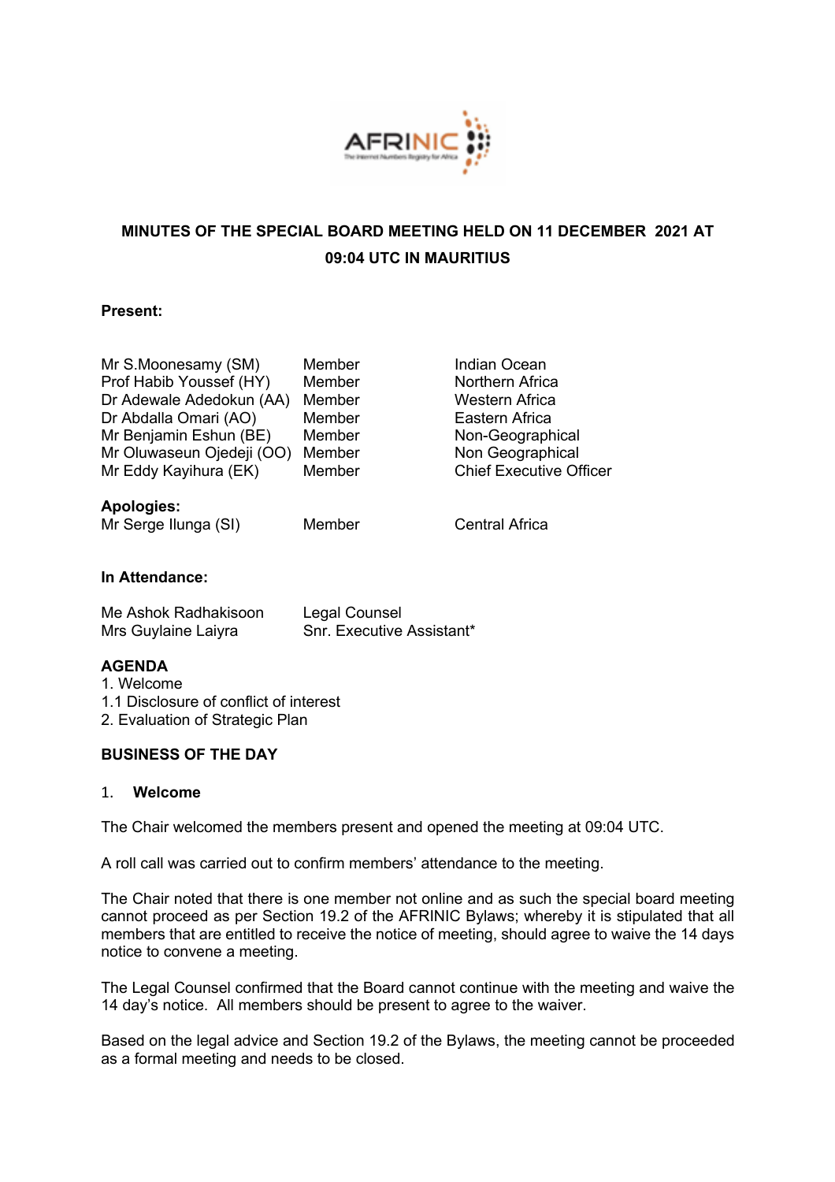## MINUTES OF THE SPECIAL BOARD MEETING HELD ON 11 DECEMBER 2021 AT 09:04 UTC IN MAURITIUS

**Present:**

| | | |
|---|---|---|
| Mr S.Moonesamy (SM) | Member | Indian Ocean |
| Prof Habib Youssef (HY) | Member | Northern Africa |
| Dr Adewale Adedokun (AA) | Member | Western Africa |
| Dr Abdalla Omari (AO) | Member | Eastern Africa |
| Mr Benjamin Eshun (BE) | Member | Non-Geographical |
| Mr Oluwaseun Ojedeji (OO) | Member | Non Geographical |
| Mr Eddy Kayihura (EK) | Member | Chief Executive Officer |

**Apologies:**

| | | |
|---|---|---|
| Mr Serge Ilunga (SI) | Member | Central Africa |

**In Attendance:**

| | |
|---|---|
| Me Ashok Radhakisoon | Legal Counsel |
| Mrs Guylaine Laiyra | Snr. Executive Assistant* |

**AGENDA**

1. Welcome
1.1 Disclosure of conflict of interest
2. Evaluation of Strategic Plan

**BUSINESS OF THE DAY**

1. **Welcome**

The Chair welcomed the members present and opened the meeting at 09:04 UTC.

A roll call was carried out to confirm members' attendance to the meeting.

The Chair noted that there is one member not online and as such the special board meeting cannot proceed as per Section 19.2 of the AFRINIC Bylaws; whereby it is stipulated that all members that are entitled to receive the notice of meeting, should agree to waive the 14 days notice to convene a meeting.

The Legal Counsel confirmed that the Board cannot continue with the meeting and waive the 14 day's notice. All members should be present to agree to the waiver.

Based on the legal advice and Section 19.2 of the Bylaws, the meeting cannot be proceeded as a formal meeting and needs to be closed.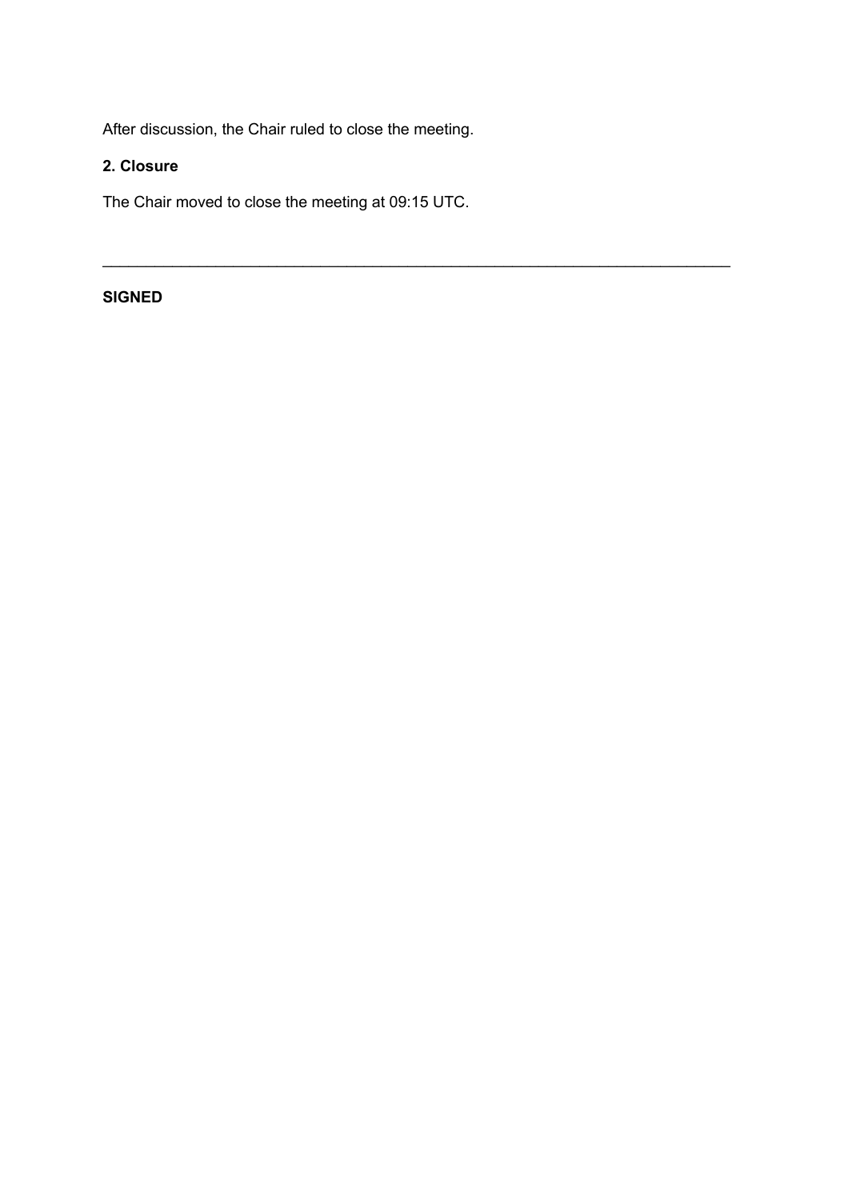After discussion, the Chair ruled to close the meeting.

**2. Closure**

The Chair moved to close the meeting at 09:15 UTC.

---

**SIGNED**